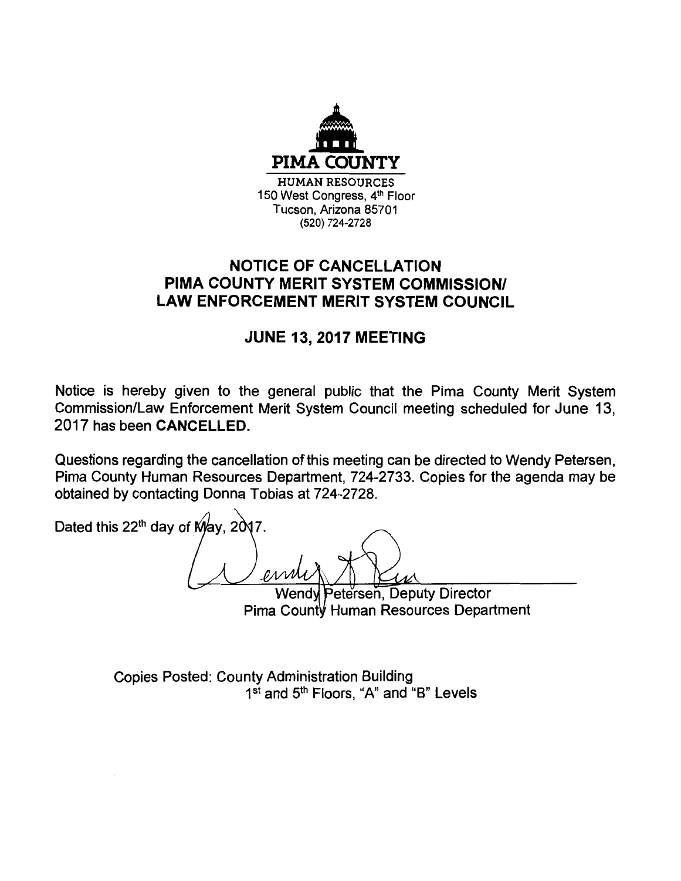**PIMA COUNTY**

HUMAN RESOURCES
150 West Congress, 4th Floor
Tucson, Arizona 85701
(520) 724-2728

## NOTICE OF CANCELLATION
## PIMA COUNTY MERIT SYSTEM COMMISSION/ LAW ENFORCEMENT MERIT SYSTEM COUNCIL

### JUNE 13, 2017 MEETING

Notice is hereby given to the general public that the Pima County Merit System Commission/Law Enforcement Merit System Council meeting scheduled for June 13, 2017 has been **CANCELLED.**

Questions regarding the cancellation of this meeting can be directed to Wendy Petersen, Pima County Human Resources Department, 724-2733. Copies for the agenda may be obtained by contacting Donna Tobias at 724-2728.

Dated this 22th day of May, 2017.

Wendy Petersen, Deputy Director
Pima County Human Resources Department

Copies Posted: County Administration Building
1st and 5th Floors, "A" and "B" Levels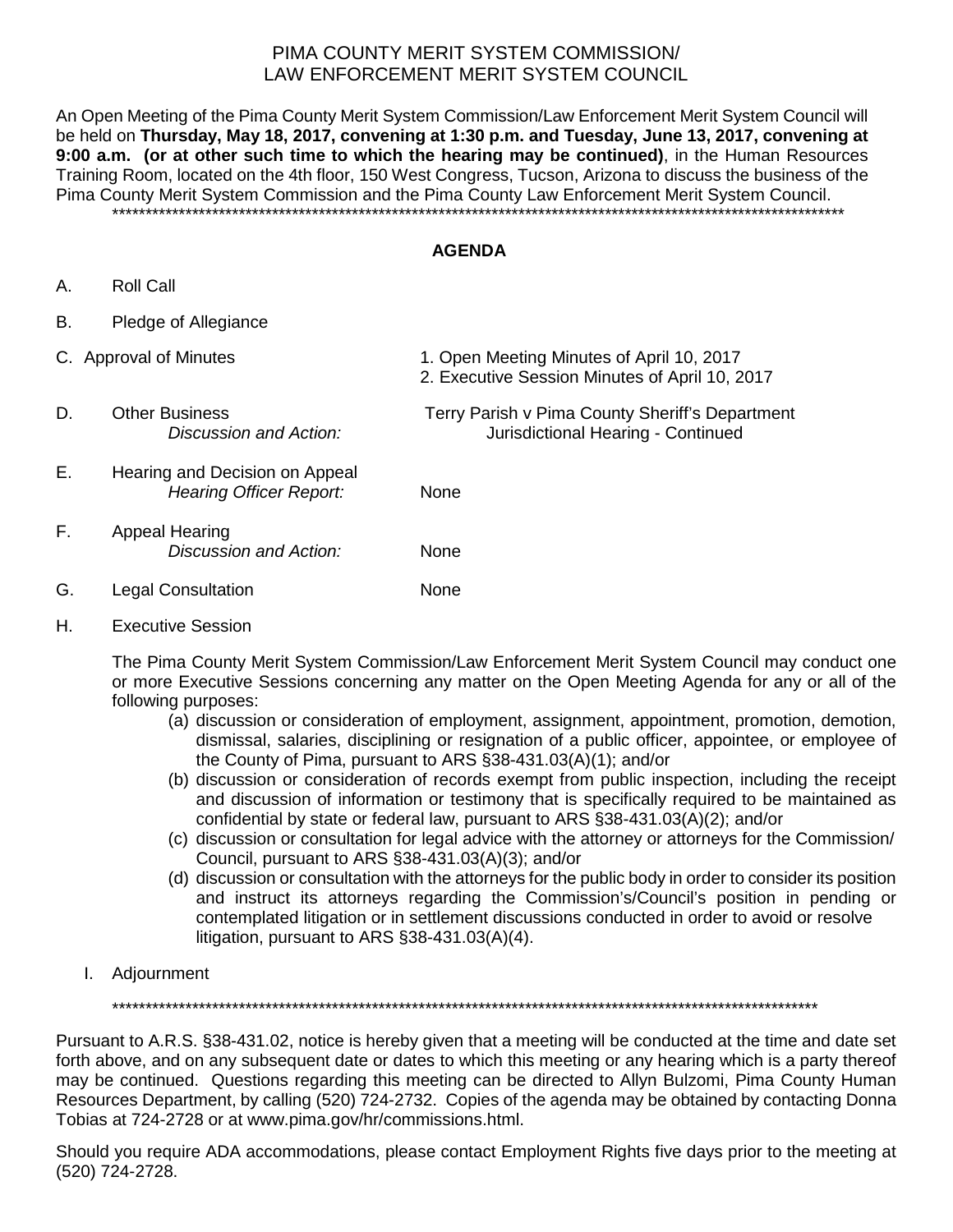# PIMA COUNTY MERIT SYSTEM COMMISSION/ LAW ENFORCEMENT MERIT SYSTEM COUNCIL

An Open Meeting of the Pima County Merit System Commission/Law Enforcement Merit System Council will be held on **Thursday, May 18, 2017, convening at 1:30 p.m. and Tuesday, June 13, 2017, convening at 9:00 a.m. (or at other such time to which the hearing may be continued)**, in the Human Resources Training Room, located on the 4th floor, 150 West Congress, Tucson, Arizona to discuss the business of the Pima County Merit System Commission and the Pima County Law Enforcement Merit System Council.

\*\*\*\*\*\*\*\*\*\*\*\*\*\*\*\*\*\*\*\*\*\*\*\*\*\*\*\*\*\*\*\*\*\*\*\*\*\*\*\*\*\*\*\*\*\*\*\*\*\*\*\*\*\*\*\*\*\*\*\*\*\*\*\*\*\*\*\*\*\*\*\*\*\*\*\*\*\*\*\*\*\*\*\*\*\*\*\*\*\*\*\*\*\*\*\*\*\*\*\*\*\*\*\*\*\*\*\*

## AGENDA

A. Roll Call

B. Pledge of Allegiance

C. Approval of Minutes
   1. Open Meeting Minutes of April 10, 2017
   2. Executive Session Minutes of April 10, 2017

D. Other Business
   *Discussion and Action:* Terry Parish v Pima County Sheriff's Department Jurisdictional Hearing - Continued

E. Hearing and Decision on Appeal
   *Hearing Officer Report:* None

F. Appeal Hearing
   *Discussion and Action:* None

G. Legal Consultation None

H. Executive Session

The Pima County Merit System Commission/Law Enforcement Merit System Council may conduct one or more Executive Sessions concerning any matter on the Open Meeting Agenda for any or all of the following purposes:

(a) discussion or consideration of employment, assignment, appointment, promotion, demotion, dismissal, salaries, disciplining or resignation of a public officer, appointee, or employee of the County of Pima, pursuant to ARS §38-431.03(A)(1); and/or

(b) discussion or consideration of records exempt from public inspection, including the receipt and discussion of information or testimony that is specifically required to be maintained as confidential by state or federal law, pursuant to ARS §38-431.03(A)(2); and/or

(c) discussion or consultation for legal advice with the attorney or attorneys for the Commission/ Council, pursuant to ARS §38-431.03(A)(3); and/or

(d) discussion or consultation with the attorneys for the public body in order to consider its position and instruct its attorneys regarding the Commission's/Council's position in pending or contemplated litigation or in settlement discussions conducted in order to avoid or resolve litigation, pursuant to ARS §38-431.03(A)(4).

I. Adjournment

\*\*\*\*\*\*\*\*\*\*\*\*\*\*\*\*\*\*\*\*\*\*\*\*\*\*\*\*\*\*\*\*\*\*\*\*\*\*\*\*\*\*\*\*\*\*\*\*\*\*\*\*\*\*\*\*\*\*\*\*\*\*\*\*\*\*\*\*\*\*\*\*\*\*\*\*\*\*\*\*\*\*\*\*\*\*\*\*\*\*\*\*\*\*\*\*\*\*\*\*\*\*\*\*\*\*\*\*

Pursuant to A.R.S. §38-431.02, notice is hereby given that a meeting will be conducted at the time and date set forth above, and on any subsequent date or dates to which this meeting or any hearing which is a party thereof may be continued. Questions regarding this meeting can be directed to Allyn Bulzomi, Pima County Human Resources Department, by calling (520) 724-2732. Copies of the agenda may be obtained by contacting Donna Tobias at 724-2728 or at www.pima.gov/hr/commissions.html.

Should you require ADA accommodations, please contact Employment Rights five days prior to the meeting at (520) 724-2728.